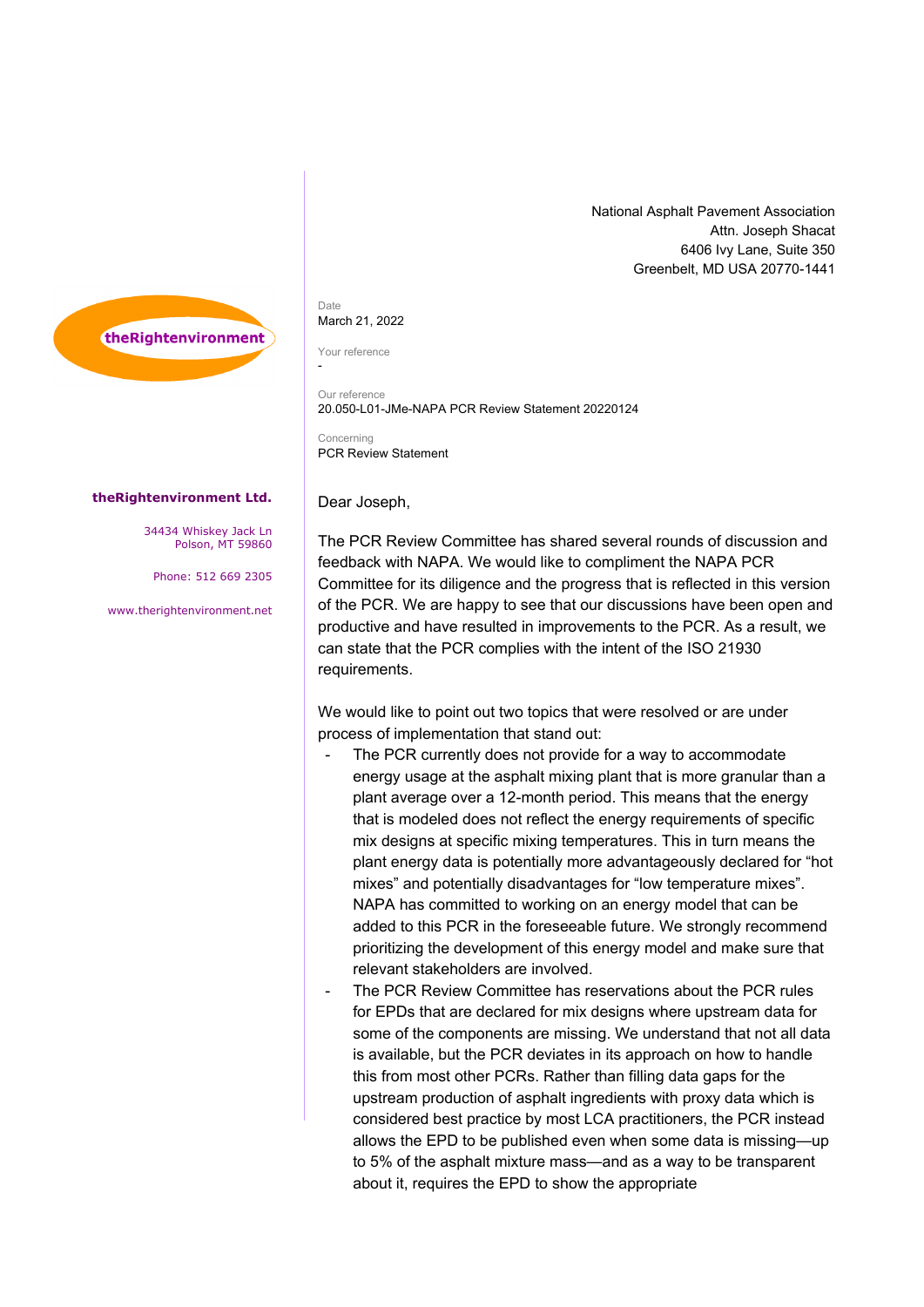National Asphalt Pavement Association
Attn. Joseph Shacat
6406 Ivy Lane, Suite 350
Greenbelt, MD USA 20770-1441

theRightenvironment

**theRightenvironment Ltd.**

34434 Whiskey Jack Ln
Polson, MT 59860

Phone: 512 669 2305

www.therightenvironment.net

Date
March 21, 2022

Your reference
-

Our reference
20.050-L01-JMe-NAPA PCR Review Statement 20220124

Concerning
PCR Review Statement

Dear Joseph,

The PCR Review Committee has shared several rounds of discussion and feedback with NAPA. We would like to compliment the NAPA PCR Committee for its diligence and the progress that is reflected in this version of the PCR. We are happy to see that our discussions have been open and productive and have resulted in improvements to the PCR. As a result, we can state that the PCR complies with the intent of the ISO 21930 requirements.

We would like to point out two topics that were resolved or are under process of implementation that stand out:

- The PCR currently does not provide for a way to accommodate energy usage at the asphalt mixing plant that is more granular than a plant average over a 12-month period. This means that the energy that is modeled does not reflect the energy requirements of specific mix designs at specific mixing temperatures. This in turn means the plant energy data is potentially more advantageously declared for "hot mixes" and potentially disadvantages for "low temperature mixes". NAPA has committed to working on an energy model that can be added to this PCR in the foreseeable future. We strongly recommend prioritizing the development of this energy model and make sure that relevant stakeholders are involved.
- The PCR Review Committee has reservations about the PCR rules for EPDs that are declared for mix designs where upstream data for some of the components are missing. We understand that not all data is available, but the PCR deviates in its approach on how to handle this from most other PCRs. Rather than filling data gaps for the upstream production of asphalt ingredients with proxy data which is considered best practice by most LCA practitioners, the PCR instead allows the EPD to be published even when some data is missing—up to 5% of the asphalt mixture mass—and as a way to be transparent about it, requires the EPD to show the appropriate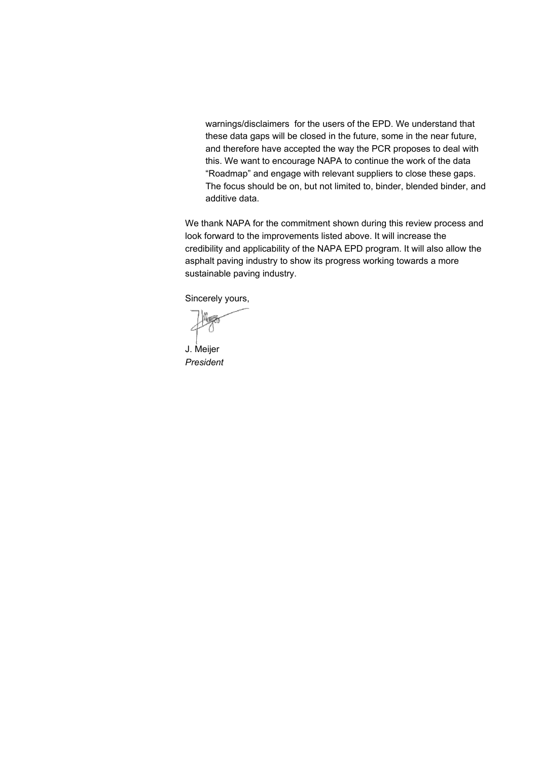warnings/disclaimers for the users of the EPD. We understand that these data gaps will be closed in the future, some in the near future, and therefore have accepted the way the PCR proposes to deal with this. We want to encourage NAPA to continue the work of the data "Roadmap" and engage with relevant suppliers to close these gaps. The focus should be on, but not limited to, binder, blended binder, and additive data.

We thank NAPA for the commitment shown during this review process and look forward to the improvements listed above. It will increase the credibility and applicability of the NAPA EPD program. It will also allow the asphalt paving industry to show its progress working towards a more sustainable paving industry.

Sincerely yours,

J. Meijer
*President*